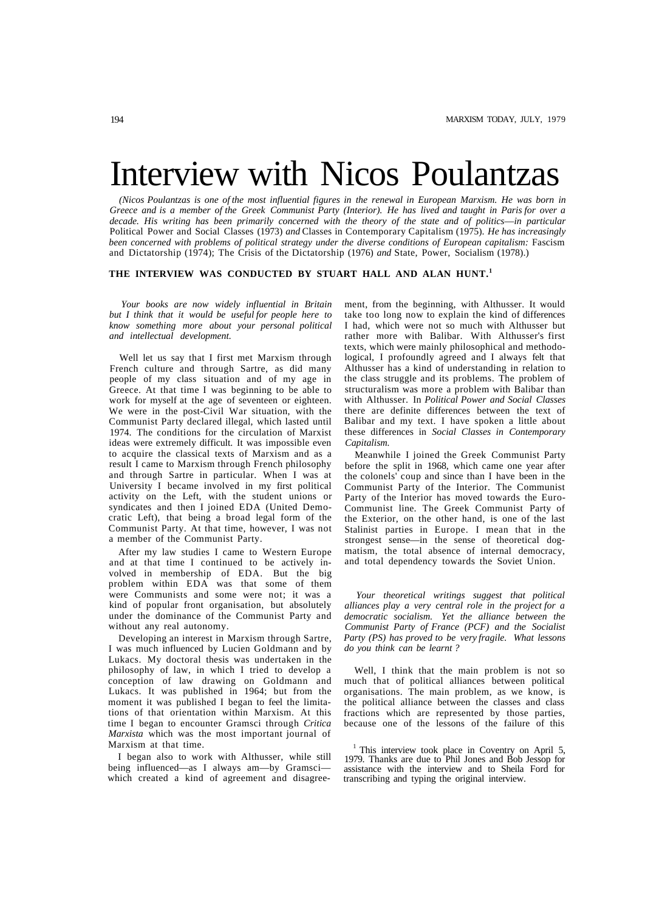# Interview with Nicos Poulantzas

*(Nicos Poulantzas is one of the most influential figures in the renewal in European Marxism. He was born in Greece and is a member of the Greek Communist Party (Interior). He has lived and taught in Paris for over a decade. His writing has been primarily concerned with the theory of the state and of politics—in particular* Political Power and Social Classes (1973) *and* Classes in Contemporary Capitalism (1975). *He has increasingly been concerned with problems of political strategy under the diverse conditions of European capitalism:* Fascism and Dictatorship (1974); The Crisis of the Dictatorship (1976) *and* State, Power, Socialism (1978).)

**THE INTERVIEW WAS CONDUCTED BY STUART HALL AND ALAN HUNT.[1]**

*Your books are now widely influential in Britain but I think that it would be useful for people here to know something more about your personal political and intellectual development.*

Well let us say that I first met Marxism through French culture and through Sartre, as did many people of my class situation and of my age in Greece. At that time I was beginning to be able to work for myself at the age of seventeen or eighteen. We were in the post-Civil War situation, with the Communist Party declared illegal, which lasted until 1974. The conditions for the circulation of Marxist ideas were extremely difficult. It was impossible even to acquire the classical texts of Marxism and as a result I came to Marxism through French philosophy and through Sartre in particular. When I was at University I became involved in my first political activity on the Left, with the student unions or syndicates and then I joined EDA (United Democratic Left), that being a broad legal form of the Communist Party. At that time, however, I was not a member of the Communist Party.

After my law studies I came to Western Europe and at that time I continued to be actively involved in membership of EDA. But the big problem within EDA was that some of them were Communists and some were not; it was a kind of popular front organisation, but absolutely under the dominance of the Communist Party and without any real autonomy.

Developing an interest in Marxism through Sartre, I was much influenced by Lucien Goldmann and by Lukacs. My doctoral thesis was undertaken in the philosophy of law, in which I tried to develop a conception of law drawing on Goldmann and Lukacs. It was published in 1964; but from the moment it was published I began to feel the limitations of that orientation within Marxism. At this time I began to encounter Gramsci through *Critica Marxista* which was the most important journal of Marxism at that time.

I began also to work with Althusser, while still being influenced—as I always am—by Gramsci—which created a kind of agreement and disagreement, from the beginning, with Althusser. It would take too long now to explain the kind of differences I had, which were not so much with Althusser but rather more with Balibar. With Althusser's first texts, which were mainly philosophical and methodological, I profoundly agreed and I always felt that Althusser has a kind of understanding in relation to the class struggle and its problems. The problem of structuralism was more a problem with Balibar than with Althusser. In *Political Power and Social Classes* there are definite differences between the text of Balibar and my text. I have spoken a little about these differences in *Social Classes in Contemporary Capitalism.*

Meanwhile I joined the Greek Communist Party before the split in 1968, which came one year after the colonels' coup and since than I have been in the Communist Party of the Interior. The Communist Party of the Interior has moved towards the Euro-Communist line. The Greek Communist Party of the Exterior, on the other hand, is one of the last Stalinist parties in Europe. I mean that in the strongest sense—in the sense of theoretical dogmatism, the total absence of internal democracy, and total dependency towards the Soviet Union.

*Your theoretical writings suggest that political alliances play a very central role in the project for a democratic socialism. Yet the alliance between the Communist Party of France (PCF) and the Socialist Party (PS) has proved to be very fragile. What lessons do you think can be learnt ?*

Well, I think that the main problem is not so much that of political alliances between political organisations. The main problem, as we know, is the political alliance between the classes and class fractions which are represented by those parties, because one of the lessons of the failure of this

[1] This interview took place in Coventry on April 5, 1979. Thanks are due to Phil Jones and Bob Jessop for assistance with the interview and to Sheila Ford for transcribing and typing the original interview.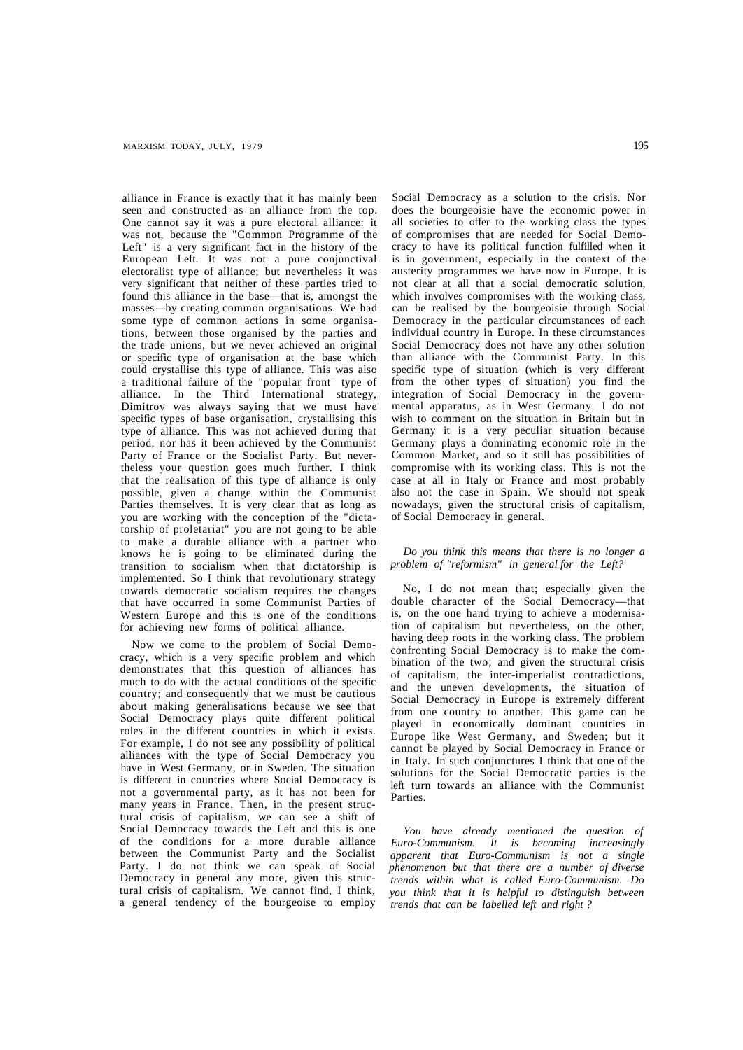alliance in France is exactly that it has mainly been seen and constructed as an alliance from the top. One cannot say it was a pure electoral alliance: it was not, because the "Common Programme of the Left" is a very significant fact in the history of the European Left. It was not a pure conjunctival electoralist type of alliance; but nevertheless it was very significant that neither of these parties tried to found this alliance in the base—that is, amongst the masses—by creating common organisations. We had some type of common actions in some organisations, between those organised by the parties and the trade unions, but we never achieved an original or specific type of organisation at the base which could crystallise this type of alliance. This was also a traditional failure of the "popular front" type of alliance. In the Third International strategy, Dimitrov was always saying that we must have specific types of base organisation, crystallising this type of alliance. This was not achieved during that period, nor has it been achieved by the Communist Party of France or the Socialist Party. But nevertheless your question goes much further. I think that the realisation of this type of alliance is only possible, given a change within the Communist Parties themselves. It is very clear that as long as you are working with the conception of the "dictatorship of proletariat" you are not going to be able to make a durable alliance with a partner who knows he is going to be eliminated during the transition to socialism when that dictatorship is implemented. So I think that revolutionary strategy towards democratic socialism requires the changes that have occurred in some Communist Parties of Western Europe and this is one of the conditions for achieving new forms of political alliance.

Now we come to the problem of Social Democracy, which is a very specific problem and which demonstrates that this question of alliances has much to do with the actual conditions of the specific country; and consequently that we must be cautious about making generalisations because we see that Social Democracy plays quite different political roles in the different countries in which it exists. For example, I do not see any possibility of political alliances with the type of Social Democracy you have in West Germany, or in Sweden. The situation is different in countries where Social Democracy is not a governmental party, as it has not been for many years in France. Then, in the present structural crisis of capitalism, we can see a shift of Social Democracy towards the Left and this is one of the conditions for a more durable alliance between the Communist Party and the Socialist Party. I do not think we can speak of Social Democracy in general any more, given this structural crisis of capitalism. We cannot find, I think, a general tendency of the bourgeoise to employ Social Democracy as a solution to the crisis. Nor does the bourgeoisie have the economic power in all societies to offer to the working class the types of compromises that are needed for Social Democracy to have its political function fulfilled when it is in government, especially in the context of the austerity programmes we have now in Europe. It is not clear at all that a social democratic solution, which involves compromises with the working class, can be realised by the bourgeoisie through Social Democracy in the particular circumstances of each individual country in Europe. In these circumstances Social Democracy does not have any other solution than alliance with the Communist Party. In this specific type of situation (which is very different from the other types of situation) you find the integration of Social Democracy in the governmental apparatus, as in West Germany. I do not wish to comment on the situation in Britain but in Germany it is a very peculiar situation because Germany plays a dominating economic role in the Common Market, and so it still has possibilities of compromise with its working class. This is not the case at all in Italy or France and most probably also not the case in Spain. We should not speak nowadays, given the structural crisis of capitalism, of Social Democracy in general.

*Do you think this means that there is no longer a problem of "reformism" in general for the Left?*

No, I do not mean that; especially given the double character of the Social Democracy—that is, on the one hand trying to achieve a modernisation of capitalism but nevertheless, on the other, having deep roots in the working class. The problem confronting Social Democracy is to make the combination of the two; and given the structural crisis of capitalism, the inter-imperialist contradictions, and the uneven developments, the situation of Social Democracy in Europe is extremely different from one country to another. This game can be played in economically dominant countries in Europe like West Germany, and Sweden; but it cannot be played by Social Democracy in France or in Italy. In such conjunctures I think that one of the solutions for the Social Democratic parties is the left turn towards an alliance with the Communist Parties.

*You have already mentioned the question of Euro-Communism. It is becoming increasingly apparent that Euro-Communism is not a single phenomenon but that there are a number of diverse trends within what is called Euro-Communism. Do you think that it is helpful to distinguish between trends that can be labelled left and right ?*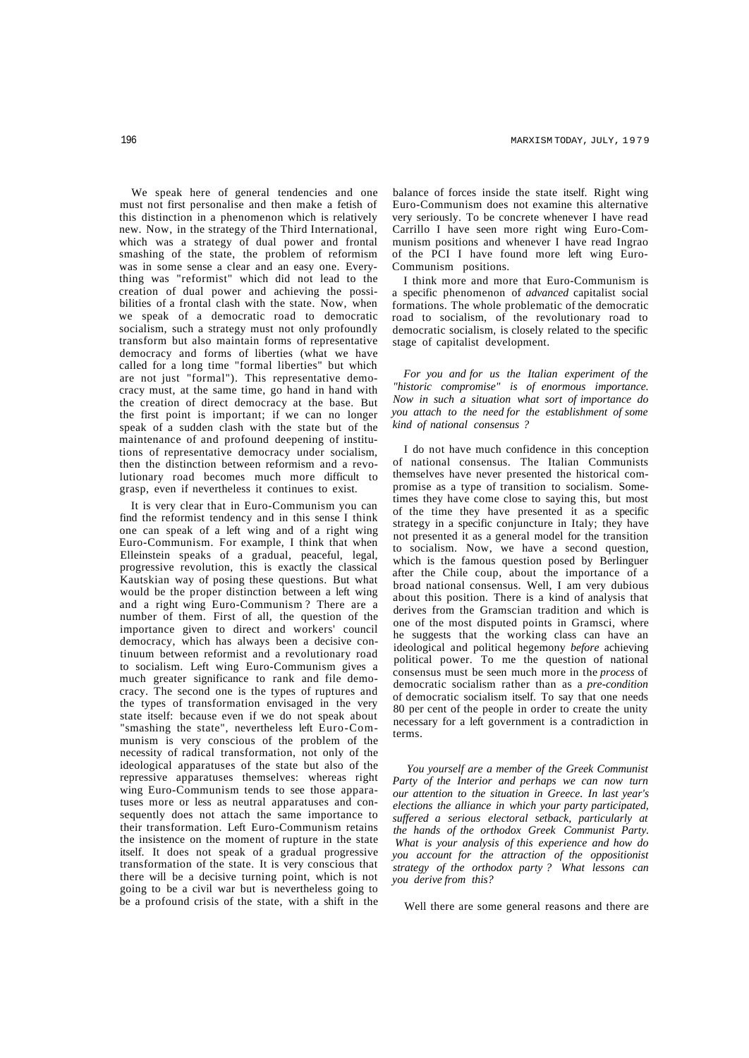We speak here of general tendencies and one must not first personalise and then make a fetish of this distinction in a phenomenon which is relatively new. Now, in the strategy of the Third International, which was a strategy of dual power and frontal smashing of the state, the problem of reformism was in some sense a clear and an easy one. Everything was "reformist" which did not lead to the creation of dual power and achieving the possibilities of a frontal clash with the state. Now, when we speak of a democratic road to democratic socialism, such a strategy must not only profoundly transform but also maintain forms of representative democracy and forms of liberties (what we have called for a long time "formal liberties" but which are not just "formal"). This representative democracy must, at the same time, go hand in hand with the creation of direct democracy at the base. But the first point is important; if we can no longer speak of a sudden clash with the state but of the maintenance of and profound deepening of institutions of representative democracy under socialism, then the distinction between reformism and a revolutionary road becomes much more difficult to grasp, even if nevertheless it continues to exist.

It is very clear that in Euro-Communism you can find the reformist tendency and in this sense I think one can speak of a left wing and of a right wing Euro-Communism. For example, I think that when Elleinstein speaks of a gradual, peaceful, legal, progressive revolution, this is exactly the classical Kautskian way of posing these questions. But what would be the proper distinction between a left wing and a right wing Euro-Communism? There are a number of them. First of all, the question of the importance given to direct and workers' council democracy, which has always been a decisive continuum between reformist and a revolutionary road to socialism. Left wing Euro-Communism gives a much greater significance to rank and file democracy. The second one is the types of ruptures and the types of transformation envisaged in the very state itself: because even if we do not speak about "smashing the state", nevertheless left Euro-Communism is very conscious of the problem of the necessity of radical transformation, not only of the ideological apparatuses of the state but also of the repressive apparatuses themselves: whereas right wing Euro-Communism tends to see those apparatuses more or less as neutral apparatuses and consequently does not attach the same importance to their transformation. Left Euro-Communism retains the insistence on the moment of rupture in the state itself. It does not speak of a gradual progressive transformation of the state. It is very conscious that there will be a decisive turning point, which is not going to be a civil war but is nevertheless going to be a profound crisis of the state, with a shift in the balance of forces inside the state itself. Right wing Euro-Communism does not examine this alternative very seriously. To be concrete whenever I have read Carrillo I have seen more right wing Euro-Communism positions and whenever I have read Ingrao of the PCI I have found more left wing Euro-Communism positions.

I think more and more that Euro-Communism is a specific phenomenon of *advanced* capitalist social formations. The whole problematic of the democratic road to socialism, of the revolutionary road to democratic socialism, is closely related to the specific stage of capitalist development.

*For you and for us the Italian experiment of the "historic compromise" is of enormous importance. Now in such a situation what sort of importance do you attach to the need for the establishment of some kind of national consensus?*

I do not have much confidence in this conception of national consensus. The Italian Communists themselves have never presented the historical compromise as a type of transition to socialism. Sometimes they have come close to saying this, but most of the time they have presented it as a specific strategy in a specific conjuncture in Italy; they have not presented it as a general model for the transition to socialism. Now, we have a second question, which is the famous question posed by Berlinguer after the Chile coup, about the importance of a broad national consensus. Well, I am very dubious about this position. There is a kind of analysis that derives from the Gramscian tradition and which is one of the most disputed points in Gramsci, where he suggests that the working class can have an ideological and political hegemony *before* achieving political power. To me the question of national consensus must be seen much more in the *process* of democratic socialism rather than as a *pre-condition* of democratic socialism itself. To say that one needs 80 per cent of the people in order to create the unity necessary for a left government is a contradiction in terms.

*You yourself are a member of the Greek Communist Party of the Interior and perhaps we can now turn our attention to the situation in Greece. In last year's elections the alliance in which your party participated, suffered a serious electoral setback, particularly at the hands of the orthodox Greek Communist Party. What is your analysis of this experience and how do you account for the attraction of the oppositionist strategy of the orthodox party? What lessons can you derive from this?*

Well there are some general reasons and there are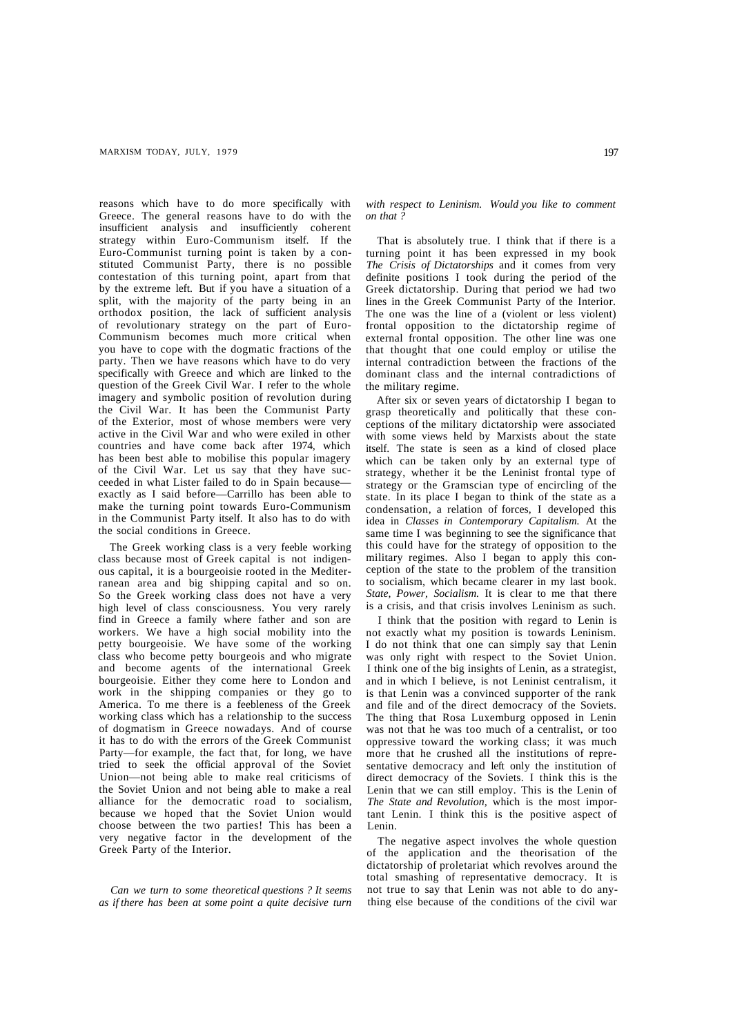reasons which have to do more specifically with Greece. The general reasons have to do with the insufficient analysis and insufficiently coherent strategy within Euro-Communism itself. If the Euro-Communist turning point is taken by a constituted Communist Party, there is no possible contestation of this turning point, apart from that by the extreme left. But if you have a situation of a split, with the majority of the party being in an orthodox position, the lack of sufficient analysis of revolutionary strategy on the part of Euro-Communism becomes much more critical when you have to cope with the dogmatic fractions of the party. Then we have reasons which have to do very specifically with Greece and which are linked to the question of the Greek Civil War. I refer to the whole imagery and symbolic position of revolution during the Civil War. It has been the Communist Party of the Exterior, most of whose members were very active in the Civil War and who were exiled in other countries and have come back after 1974, which has been best able to mobilise this popular imagery of the Civil War. Let us say that they have succeeded in what Lister failed to do in Spain because—exactly as I said before—Carrillo has been able to make the turning point towards Euro-Communism in the Communist Party itself. It also has to do with the social conditions in Greece.

The Greek working class is a very feeble working class because most of Greek capital is not indigenous capital, it is a bourgeoisie rooted in the Mediterranean area and big shipping capital and so on. So the Greek working class does not have a very high level of class consciousness. You very rarely find in Greece a family where father and son are workers. We have a high social mobility into the petty bourgeoisie. We have some of the working class who become petty bourgeois and who migrate and become agents of the international Greek bourgeoisie. Either they come here to London and work in the shipping companies or they go to America. To me there is a feebleness of the Greek working class which has a relationship to the success of dogmatism in Greece nowadays. And of course it has to do with the errors of the Greek Communist Party—for example, the fact that, for long, we have tried to seek the official approval of the Soviet Union—not being able to make real criticisms of the Soviet Union and not being able to make a real alliance for the democratic road to socialism, because we hoped that the Soviet Union would choose between the two parties! This has been a very negative factor in the development of the Greek Party of the Interior.

*Can we turn to some theoretical questions? It seems as if there has been at some point a quite decisive turn with respect to Leninism. Would you like to comment on that?*

That is absolutely true. I think that if there is a turning point it has been expressed in my book *The Crisis of Dictatorships* and it comes from very definite positions I took during the period of the Greek dictatorship. During that period we had two lines in the Greek Communist Party of the Interior. The one was the line of a (violent or less violent) frontal opposition to the dictatorship regime of external frontal opposition. The other line was one that thought that one could employ or utilise the internal contradiction between the fractions of the dominant class and the internal contradictions of the military regime.

After six or seven years of dictatorship I began to grasp theoretically and politically that these conceptions of the military dictatorship were associated with some views held by Marxists about the state itself. The state is seen as a kind of closed place which can be taken only by an external type of strategy, whether it be the Leninist frontal type of strategy or the Gramscian type of encircling of the state. In its place I began to think of the state as a condensation, a relation of forces, I developed this idea in *Classes in Contemporary Capitalism.* At the same time I was beginning to see the significance that this could have for the strategy of opposition to the military regimes. Also I began to apply this conception of the state to the problem of the transition to socialism, which became clearer in my last book. *State, Power, Socialism.* It is clear to me that there is a crisis, and that crisis involves Leninism as such.

I think that the position with regard to Lenin is not exactly what my position is towards Leninism. I do not think that one can simply say that Lenin was only right with respect to the Soviet Union. I think one of the big insights of Lenin, as a strategist, and in which I believe, is not Leninist centralism, it is that Lenin was a convinced supporter of the rank and file and of the direct democracy of the Soviets. The thing that Rosa Luxemburg opposed in Lenin was not that he was too much of a centralist, or too oppressive toward the working class; it was much more that he crushed all the institutions of representative democracy and left only the institution of direct democracy of the Soviets. I think this is the Lenin that we can still employ. This is the Lenin of *The State and Revolution,* which is the most important Lenin. I think this is the positive aspect of Lenin.

The negative aspect involves the whole question of the application and the theorisation of the dictatorship of proletariat which revolves around the total smashing of representative democracy. It is not true to say that Lenin was not able to do anything else because of the conditions of the civil war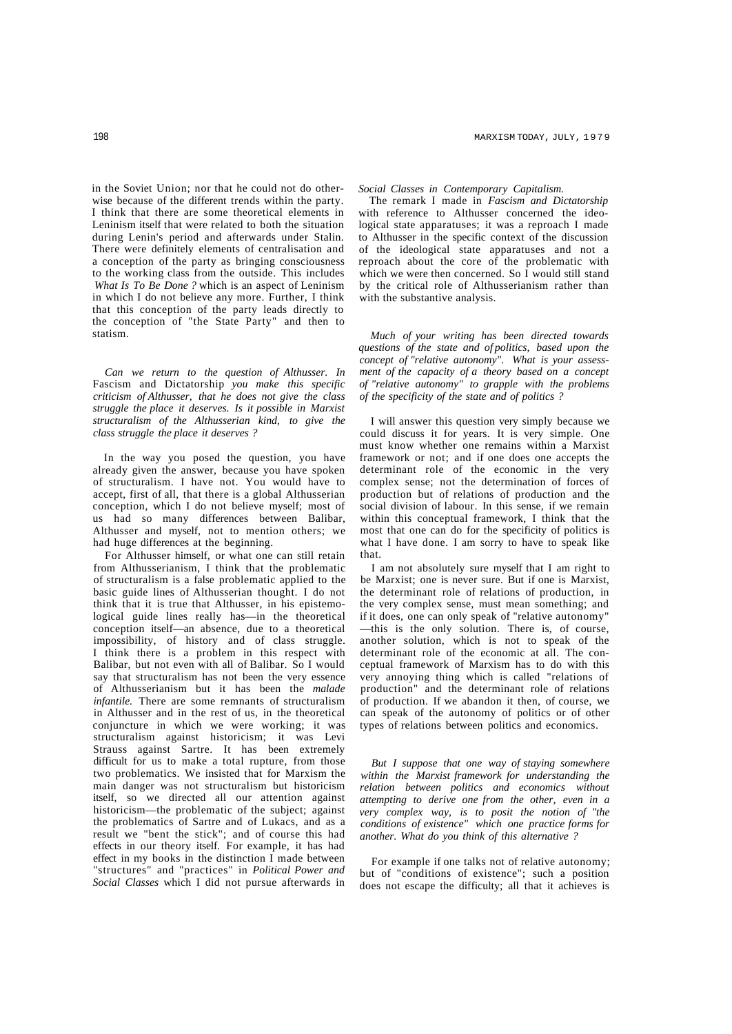in the Soviet Union; nor that he could not do otherwise because of the different trends within the party. I think that there are some theoretical elements in Leninism itself that were related to both the situation during Lenin's period and afterwards under Stalin. There were definitely elements of centralisation and a conception of the party as bringing consciousness to the working class from the outside. This includes *What Is To Be Done ?* which is an aspect of Leninism in which I do not believe any more. Further, I think that this conception of the party leads directly to the conception of "the State Party" and then to statism.

*Can we return to the question of Althusser. In* Fascism and Dictatorship *you make this specific criticism of Althusser, that he does not give the class struggle the place it deserves. Is it possible in Marxist structuralism of the Althusserian kind, to give the class struggle the place it deserves ?*

In the way you posed the question, you have already given the answer, because you have spoken of structuralism. I have not. You would have to accept, first of all, that there is a global Althusserian conception, which I do not believe myself; most of us had so many differences between Balibar, Althusser and myself, not to mention others; we had huge differences at the beginning.

For Althusser himself, or what one can still retain from Althusserianism, I think that the problematic of structuralism is a false problematic applied to the basic guide lines of Althusserian thought. I do not think that it is true that Althusser, in his epistemological guide lines really has—in the theoretical conception itself—an absence, due to a theoretical impossibility, of history and of class struggle. I think there is a problem in this respect with Balibar, but not even with all of Balibar. So I would say that structuralism has not been the very essence of Althusserianism but it has been the *malade infantile.* There are some remnants of structuralism in Althusser and in the rest of us, in the theoretical conjuncture in which we were working; it was structuralism against historicism; it was Levi Strauss against Sartre. It has been extremely difficult for us to make a total rupture, from those two problematics. We insisted that for Marxism the main danger was not structuralism but historicism itself, so we directed all our attention against historicism—the problematic of the subject; against the problematics of Sartre and of Lukacs, and as a result we "bent the stick"; and of course this had effects in our theory itself. For example, it has had effect in my books in the distinction I made between "structures" and "practices" in *Political Power and Social Classes* which I did not pursue afterwards in *Social Classes in Contemporary Capitalism.*

The remark I made in *Fascism and Dictatorship* with reference to Althusser concerned the ideological state apparatuses; it was a reproach I made to Althusser in the specific context of the discussion of the ideological state apparatuses and not a reproach about the core of the problematic with which we were then concerned. So I would still stand by the critical role of Althusserianism rather than with the substantive analysis.

*Much of your writing has been directed towards questions of the state and of politics, based upon the concept of "relative autonomy". What is your assessment of the capacity of a theory based on a concept of "relative autonomy" to grapple with the problems of the specificity of the state and of politics ?*

I will answer this question very simply because we could discuss it for years. It is very simple. One must know whether one remains within a Marxist framework or not; and if one does one accepts the determinant role of the economic in the very complex sense; not the determination of forces of production but of relations of production and the social division of labour. In this sense, if we remain within this conceptual framework, I think that the most that one can do for the specificity of politics is what I have done. I am sorry to have to speak like that.

I am not absolutely sure myself that I am right to be Marxist; one is never sure. But if one is Marxist, the determinant role of relations of production, in the very complex sense, must mean something; and if it does, one can only speak of "relative autonomy" —this is the only solution. There is, of course, another solution, which is not to speak of the determinant role of the economic at all. The conceptual framework of Marxism has to do with this very annoying thing which is called "relations of production" and the determinant role of relations of production. If we abandon it then, of course, we can speak of the autonomy of politics or of other types of relations between politics and economics.

*But I suppose that one way of staying somewhere within the Marxist framework for understanding the relation between politics and economics without attempting to derive one from the other, even in a very complex way, is to posit the notion of "the conditions of existence" which one practice forms for another. What do you think of this alternative ?*

For example if one talks not of relative autonomy; but of "conditions of existence"; such a position does not escape the difficulty; all that it achieves is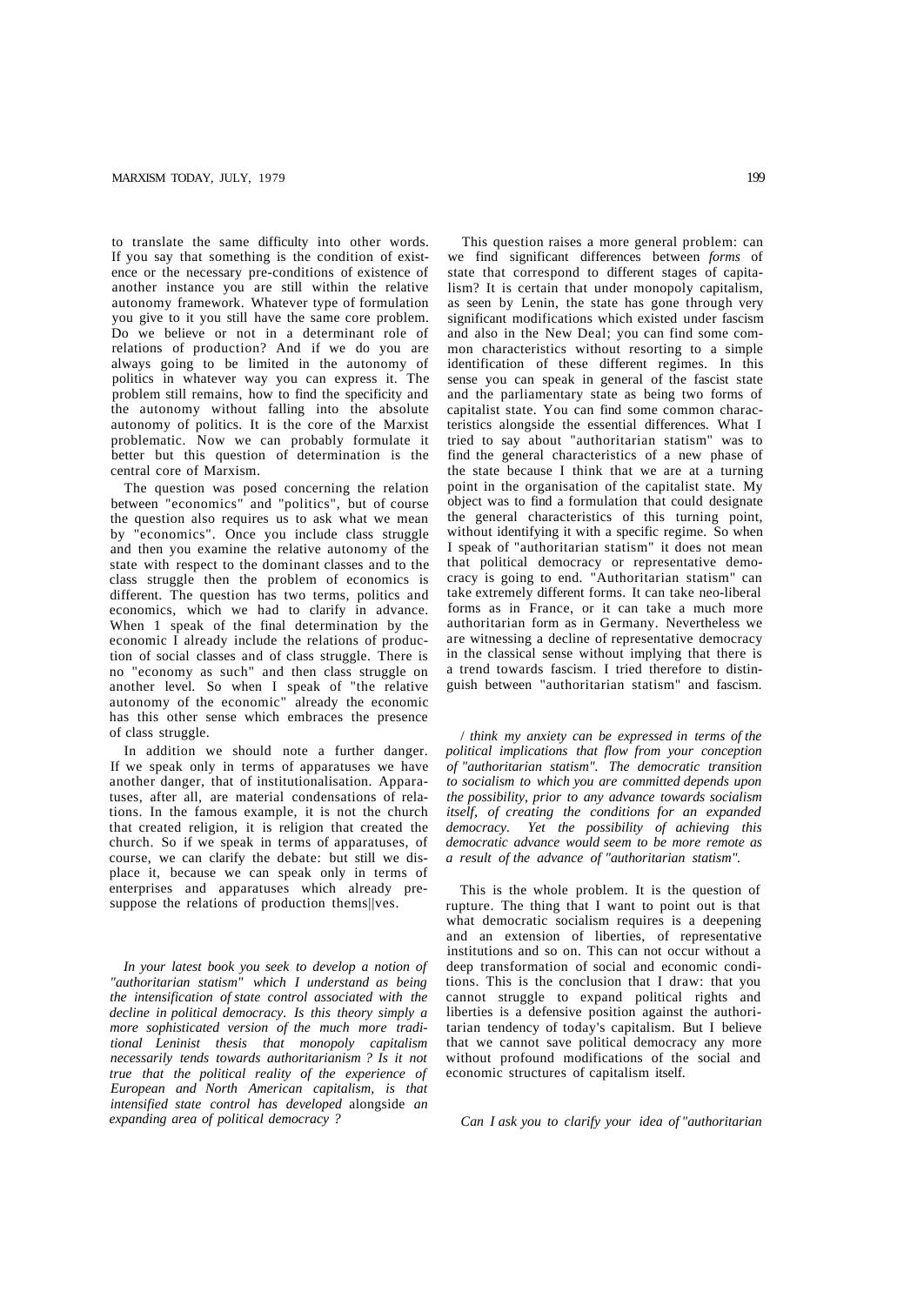to translate the same difficulty into other words. If you say that something is the condition of existence or the necessary pre-conditions of existence of another instance you are still within the relative autonomy framework. Whatever type of formulation you give to it you still have the same core problem. Do we believe or not in a determinant role of relations of production? And if we do you are always going to be limited in the autonomy of politics in whatever way you can express it. The problem still remains, how to find the specificity and the autonomy without falling into the absolute autonomy of politics. It is the core of the Marxist problematic. Now we can probably formulate it better but this question of determination is the central core of Marxism.

The question was posed concerning the relation between "economics" and "politics", but of course the question also requires us to ask what we mean by "economics". Once you include class struggle and then you examine the relative autonomy of the state with respect to the dominant classes and to the class struggle then the problem of economics is different. The question has two terms, politics and economics, which we had to clarify in advance. When 1 speak of the final determination by the economic I already include the relations of production of social classes and of class struggle. There is no "economy as such" and then class struggle on another level. So when I speak of "the relative autonomy of the economic" already the economic has this other sense which embraces the presence of class struggle.

In addition we should note a further danger. If we speak only in terms of apparatuses we have another danger, that of institutionalisation. Apparatuses, after all, are material condensations of relations. In the famous example, it is not the church that created religion, it is religion that created the church. So if we speak in terms of apparatuses, of course, we can clarify the debate: but still we displace it, because we can speak only in terms of enterprises and apparatuses which already presuppose the relations of production thems||ves.

*In your latest book you seek to develop a notion of "authoritarian statism" which I understand as being the intensification of state control associated with the decline in political democracy. Is this theory simply a more sophisticated version of the much more traditional Leninist thesis that monopoly capitalism necessarily tends towards authoritarianism ? Is it not true that the political reality of the experience of European and North American capitalism, is that intensified state control has developed* alongside *an expanding area of political democracy ?*

This question raises a more general problem: can we find significant differences between *forms* of state that correspond to different stages of capitalism? It is certain that under monopoly capitalism, as seen by Lenin, the state has gone through very significant modifications which existed under fascism and also in the New Deal; you can find some common characteristics without resorting to a simple identification of these different regimes. In this sense you can speak in general of the fascist state and the parliamentary state as being two forms of capitalist state. You can find some common characteristics alongside the essential differences. What I tried to say about "authoritarian statism" was to find the general characteristics of a new phase of the state because I think that we are at a turning point in the organisation of the capitalist state. My object was to find a formulation that could designate the general characteristics of this turning point, without identifying it with a specific regime. So when I speak of "authoritarian statism" it does not mean that political democracy or representative democracy is going to end. "Authoritarian statism" can take extremely different forms. It can take neo-liberal forms as in France, or it can take a much more authoritarian form as in Germany. Nevertheless we are witnessing a decline of representative democracy in the classical sense without implying that there is a trend towards fascism. I tried therefore to distinguish between "authoritarian statism" and fascism.

*I think my anxiety can be expressed in terms of the political implications that flow from your conception of "authoritarian statism". The democratic transition to socialism to which you are committed depends upon the possibility, prior to any advance towards socialism itself, of creating the conditions for an expanded democracy. Yet the possibility of achieving this democratic advance would seem to be more remote as a result of the advance of "authoritarian statism".*

This is the whole problem. It is the question of rupture. The thing that I want to point out is that what democratic socialism requires is a deepening and an extension of liberties, of representative institutions and so on. This can not occur without a deep transformation of social and economic conditions. This is the conclusion that I draw: that you cannot struggle to expand political rights and liberties is a defensive position against the authoritarian tendency of today's capitalism. But I believe that we cannot save political democracy any more without profound modifications of the social and economic structures of capitalism itself.

*Can I ask you to clarify your idea of "authoritarian*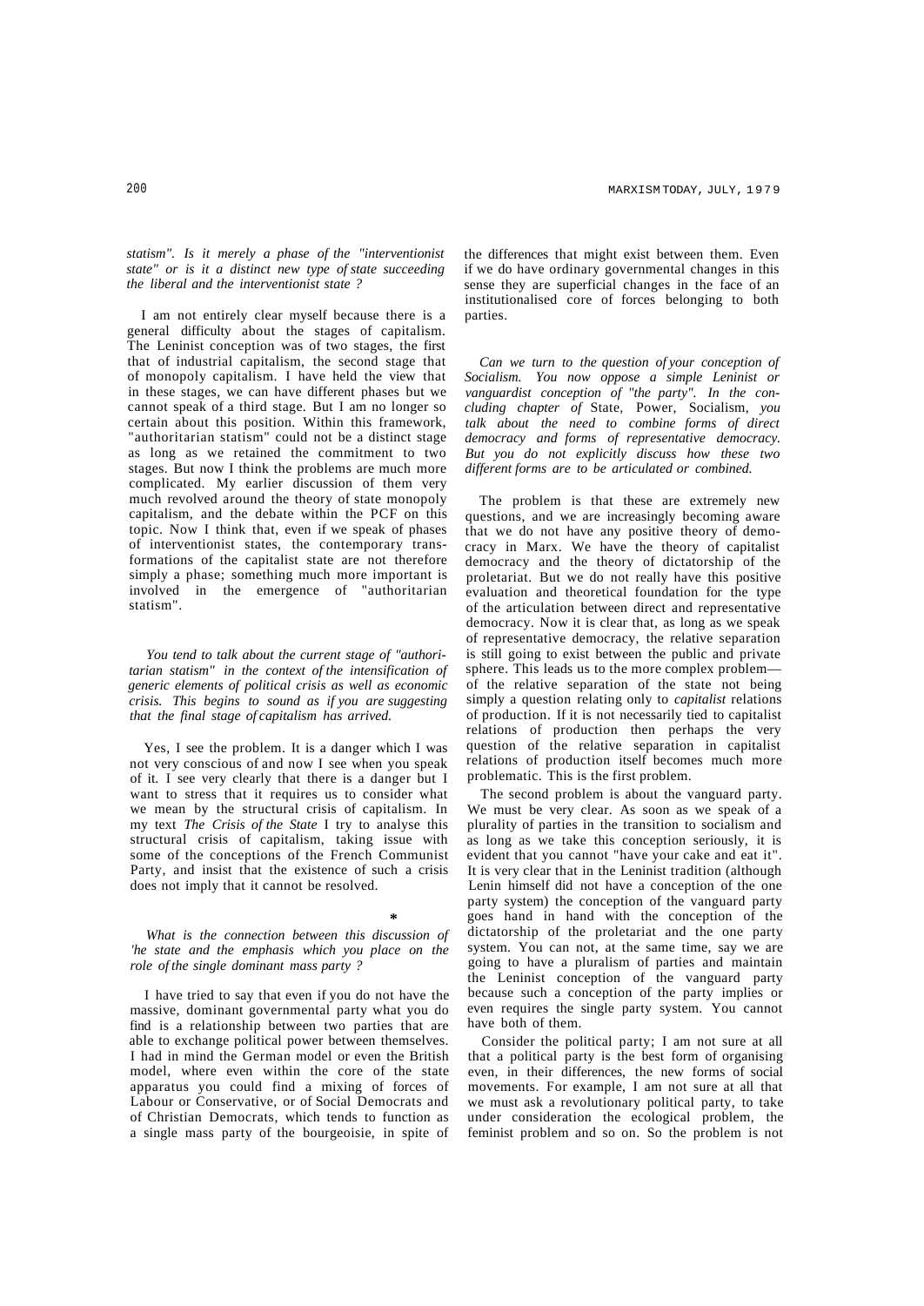*statism". Is it merely a phase of the "interventionist state" or is it a distinct new type of state succeeding the liberal and the interventionist state ?*

I am not entirely clear myself because there is a general difficulty about the stages of capitalism. The Leninist conception was of two stages, the first that of industrial capitalism, the second stage that of monopoly capitalism. I have held the view that in these stages, we can have different phases but we cannot speak of a third stage. But I am no longer so certain about this position. Within this framework, "authoritarian statism" could not be a distinct stage as long as we retained the commitment to two stages. But now I think the problems are much more complicated. My earlier discussion of them very much revolved around the theory of state monopoly capitalism, and the debate within the PCF on this topic. Now I think that, even if we speak of phases of interventionist states, the contemporary transformations of the capitalist state are not therefore simply a phase; something much more important is involved in the emergence of "authoritarian statism".

*You tend to talk about the current stage of "authoritarian statism" in the context of the intensification of generic elements of political crisis as well as economic crisis. This begins to sound as if you are suggesting that the final stage of capitalism has arrived.*

Yes, I see the problem. It is a danger which I was not very conscious of and now I see when you speak of it. I see very clearly that there is a danger but I want to stress that it requires us to consider what we mean by the structural crisis of capitalism. In my text *The Crisis of the State* I try to analyse this structural crisis of capitalism, taking issue with some of the conceptions of the French Communist Party, and insist that the existence of such a crisis does not imply that it cannot be resolved.

*

*What is the connection between this discussion of 'he state and the emphasis which you place on the role of the single dominant mass party ?*

I have tried to say that even if you do not have the massive, dominant governmental party what you do find is a relationship between two parties that are able to exchange political power between themselves. I had in mind the German model or even the British model, where even within the core of the state apparatus you could find a mixing of forces of Labour or Conservative, or of Social Democrats and of Christian Democrats, which tends to function as a single mass party of the bourgeoisie, in spite of the differences that might exist between them. Even if we do have ordinary governmental changes in this sense they are superficial changes in the face of an institutionalised core of forces belonging to both parties.

*Can we turn to the question of your conception of Socialism. You now oppose a simple Leninist or vanguardist conception of "the party". In the concluding chapter of* State, Power, Socialism, *you talk about the need to combine forms of direct democracy and forms of representative democracy. But you do not explicitly discuss how these two different forms are to be articulated or combined.*

The problem is that these are extremely new questions, and we are increasingly becoming aware that we do not have any positive theory of democracy in Marx. We have the theory of capitalist democracy and the theory of dictatorship of the proletariat. But we do not really have this positive evaluation and theoretical foundation for the type of the articulation between direct and representative democracy. Now it is clear that, as long as we speak of representative democracy, the relative separation is still going to exist between the public and private sphere. This leads us to the more complex problem—of the relative separation of the state not being simply a question relating only to *capitalist* relations of production. If it is not necessarily tied to capitalist relations of production then perhaps the very question of the relative separation in capitalist relations of production itself becomes much more problematic. This is the first problem.

The second problem is about the vanguard party. We must be very clear. As soon as we speak of a plurality of parties in the transition to socialism and as long as we take this conception seriously, it is evident that you cannot "have your cake and eat it". It is very clear that in the Leninist tradition (although Lenin himself did not have a conception of the one party system) the conception of the vanguard party goes hand in hand with the conception of the dictatorship of the proletariat and the one party system. You can not, at the same time, say we are going to have a pluralism of parties and maintain the Leninist conception of the vanguard party because such a conception of the party implies or even requires the single party system. You cannot have both of them.

Consider the political party; I am not sure at all that a political party is the best form of organising even, in their differences, the new forms of social movements. For example, I am not sure at all that we must ask a revolutionary political party, to take under consideration the ecological problem, the feminist problem and so on. So the problem is not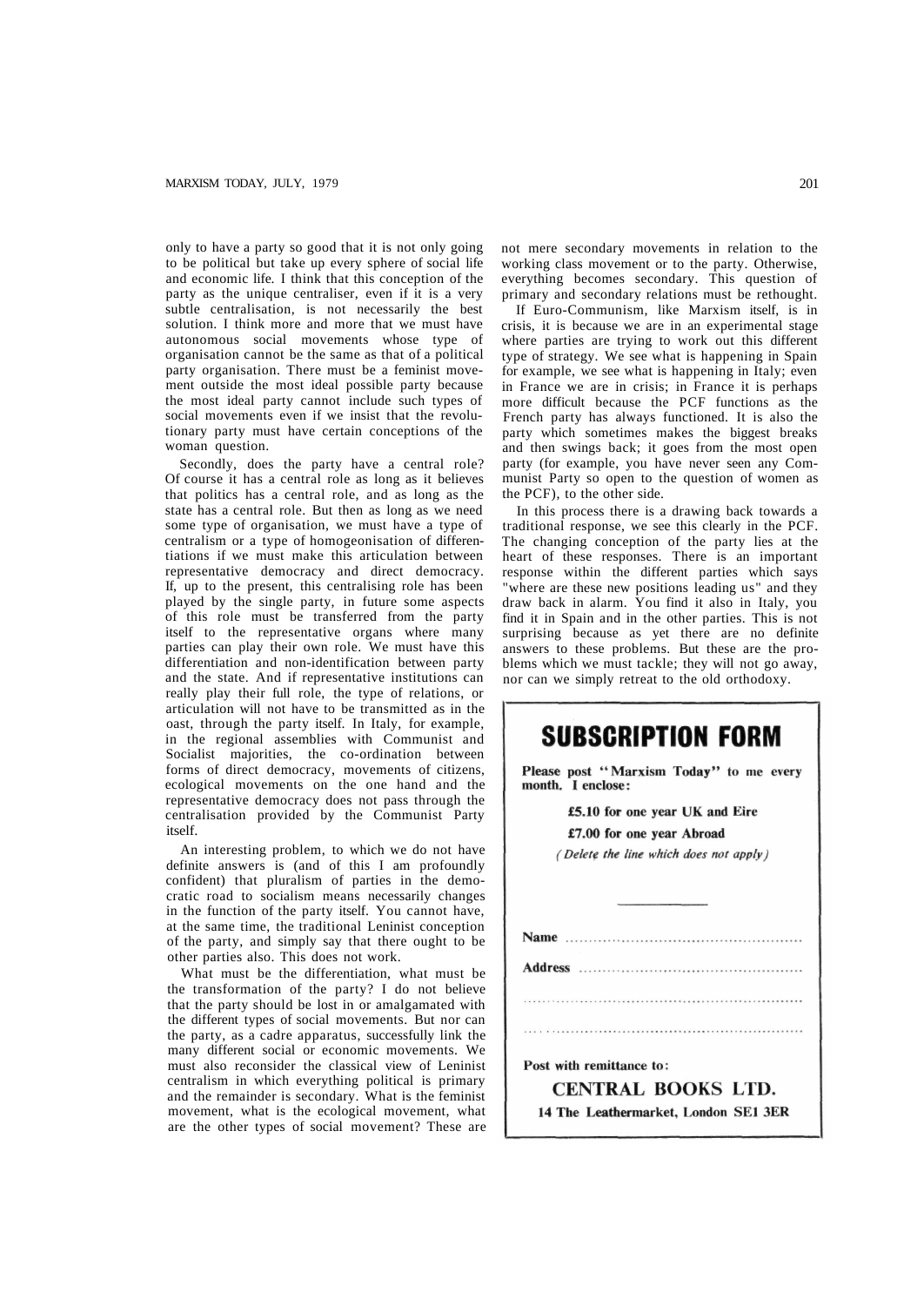only to have a party so good that it is not only going to be political but take up every sphere of social life and economic life. I think that this conception of the party as the unique centraliser, even if it is a very subtle centralisation, is not necessarily the best solution. I think more and more that we must have autonomous social movements whose type of organisation cannot be the same as that of a political party organisation. There must be a feminist movement outside the most ideal possible party because the most ideal party cannot include such types of social movements even if we insist that the revolutionary party must have certain conceptions of the woman question.

Secondly, does the party have a central role? Of course it has a central role as long as it believes that politics has a central role, and as long as the state has a central role. But then as long as we need some type of organisation, we must have a type of centralism or a type of homogeonisation of differentiations if we must make this articulation between representative democracy and direct democracy. If, up to the present, this centralising role has been played by the single party, in future some aspects of this role must be transferred from the party itself to the representative organs where many parties can play their own role. We must have this differentiation and non-identification between party and the state. And if representative institutions can really play their full role, the type of relations, or articulation will not have to be transmitted as in the oast, through the party itself. In Italy, for example, in the regional assemblies with Communist and Socialist majorities, the co-ordination between forms of direct democracy, movements of citizens, ecological movements on the one hand and the representative democracy does not pass through the centralisation provided by the Communist Party itself.

An interesting problem, to which we do not have definite answers is (and of this I am profoundly confident) that pluralism of parties in the democratic road to socialism means necessarily changes in the function of the party itself. You cannot have, at the same time, the traditional Leninist conception of the party, and simply say that there ought to be other parties also. This does not work.

What must be the differentiation, what must be the transformation of the party? I do not believe that the party should be lost in or amalgamated with the different types of social movements. But nor can the party, as a cadre apparatus, successfully link the many different social or economic movements. We must also reconsider the classical view of Leninist centralism in which everything political is primary and the remainder is secondary. What is the feminist movement, what is the ecological movement, what are the other types of social movement? These are not mere secondary movements in relation to the working class movement or to the party. Otherwise, everything becomes secondary. This question of primary and secondary relations must be rethought.

If Euro-Communism, like Marxism itself, is in crisis, it is because we are in an experimental stage where parties are trying to work out this different type of strategy. We see what is happening in Spain for example, we see what is happening in Italy; even in France we are in crisis; in France it is perhaps more difficult because the PCF functions as the French party has always functioned. It is also the party which sometimes makes the biggest breaks and then swings back; it goes from the most open party (for example, you have never seen any Communist Party so open to the question of women as the PCF), to the other side.

In this process there is a drawing back towards a traditional response, we see this clearly in the PCF. The changing conception of the party lies at the heart of these responses. There is an important response within the different parties which says "where are these new positions leading us" and they draw back in alarm. You find it also in Italy, you find it in Spain and in the other parties. This is not surprising because as yet there are no definite answers to these problems. But these are the problems which we must tackle; they will not go away, nor can we simply retreat to the old orthodoxy.

---

## SUBSCRIPTION FORM

**Please post "Marxism Today" to me every month. I enclose:**

**£5.10 for one year UK and Eire**

**£7.00 for one year Abroad**

*(Delete the line which does not apply)*

**Name** ..................................................

**Address** ..................................................

..................................................

..................................................

**Post with remittance to:**

**CENTRAL BOOKS LTD.**

**14 The Leathermarket, London SE1 3ER**